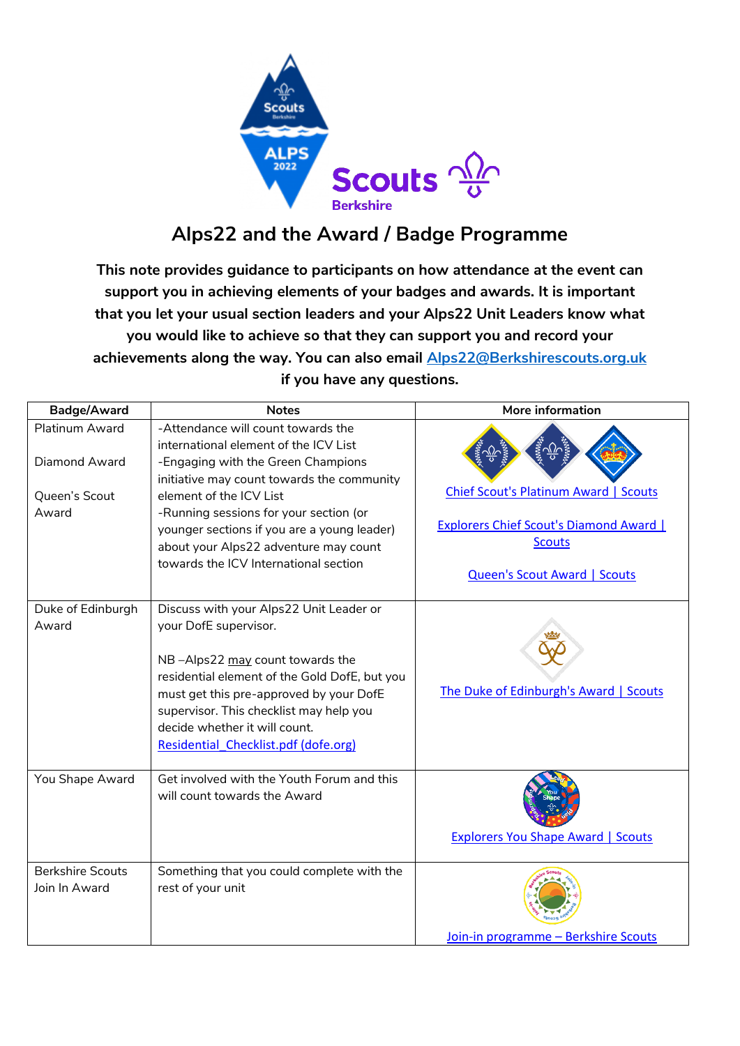# Alps22 and the Award / Badge Programme

**This note provides guidance to participants on how attendance at the event can support you in achieving elements of your badges and awards. It is important that you let your usual section leaders and your Alps22 Unit Leaders know what you would like to achieve so that they can support you and record your achievements along the way. You can also email [Alps22@Berkshirescouts.org.uk](mailto:Alps22@Berkshirescouts.org.uk) if you have any questions.**

| Badge/Award | Notes | More information |
|---|---|---|
| Platinum Award<br><br>Diamond Award<br><br>Queen's Scout Award | -Attendance will count towards the international element of the ICV List<br>-Engaging with the Green Champions initiative may count towards the community element of the ICV List<br>-Running sessions for your section (or younger sections if you are a young leader) about your Alps22 adventure may count towards the ICV International section | Chief Scout's Platinum Award \| Scouts<br><br>Explorers Chief Scout's Diamond Award \| Scouts<br><br>Queen's Scout Award \| Scouts |
| Duke of Edinburgh Award | Discuss with your Alps22 Unit Leader or your DofE supervisor.<br><br>NB –Alps22 <u>may</u> count towards the residential element of the Gold DofE, but you must get this pre-approved by your DofE supervisor. This checklist may help you decide whether it will count. Residential_Checklist.pdf (dofe.org) | The Duke of Edinburgh's Award \| Scouts |
| You Shape Award | Get involved with the Youth Forum and this will count towards the Award | Explorers You Shape Award \| Scouts |
| Berkshire Scouts Join In Award | Something that you could complete with the rest of your unit | Join-in programme – Berkshire Scouts |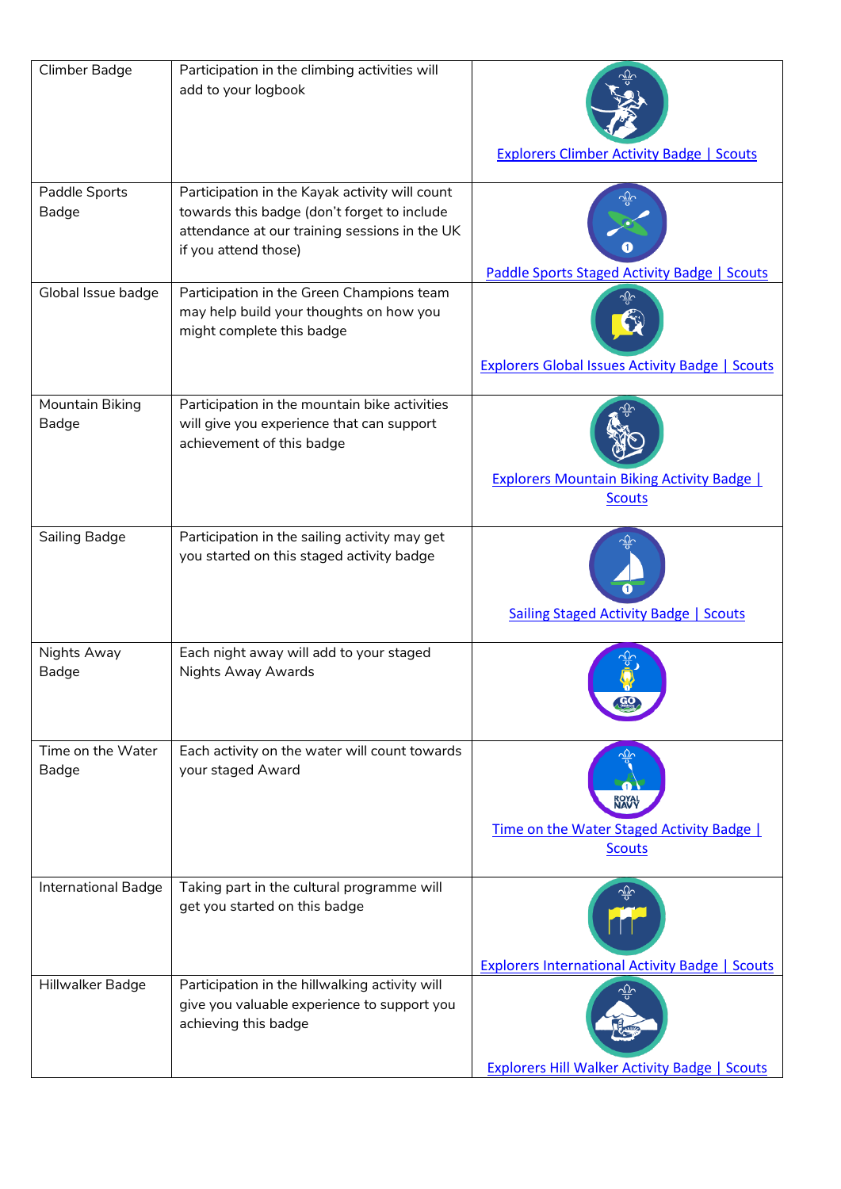| | | |
|---|---|---|
| Climber Badge | Participation in the climbing activities will add to your logbook | Explorers Climber Activity Badge \| Scouts |
| Paddle Sports Badge | Participation in the Kayak activity will count towards this badge (don't forget to include attendance at our training sessions in the UK if you attend those) | Paddle Sports Staged Activity Badge \| Scouts |
| Global Issue badge | Participation in the Green Champions team may help build your thoughts on how you might complete this badge | Explorers Global Issues Activity Badge \| Scouts |
| Mountain Biking Badge | Participation in the mountain bike activities will give you experience that can support achievement of this badge | Explorers Mountain Biking Activity Badge \| Scouts |
| Sailing Badge | Participation in the sailing activity may get you started on this staged activity badge | Sailing Staged Activity Badge \| Scouts |
| Nights Away Badge | Each night away will add to your staged Nights Away Awards | |
| Time on the Water Badge | Each activity on the water will count towards your staged Award | Time on the Water Staged Activity Badge \| Scouts |
| International Badge | Taking part in the cultural programme will get you started on this badge | Explorers International Activity Badge \| Scouts |
| Hillwalker Badge | Participation in the hillwalking activity will give you valuable experience to support you achieving this badge | Explorers Hill Walker Activity Badge \| Scouts |